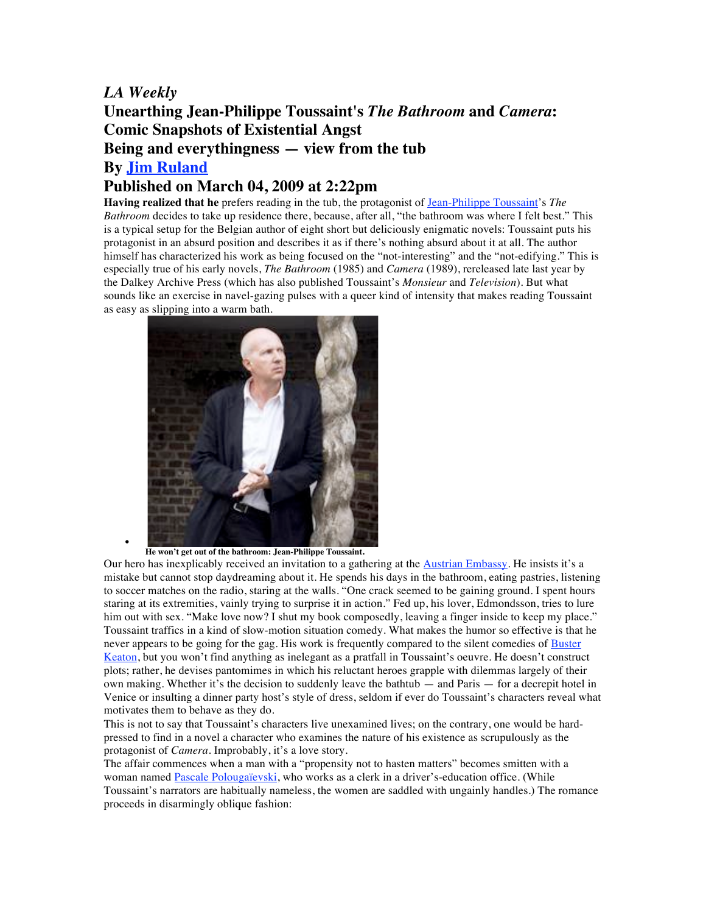*LA Weekly*

# Unearthing Jean-Philippe Toussaint's *The Bathroom* and *Camera*: Comic Snapshots of Existential Angst

## Being and everythingness — view from the tub

## By Jim Ruland

## Published on March 04, 2009 at 2:22pm

**Having realized that he** prefers reading in the tub, the protagonist of Jean-Philippe Toussaint's *The Bathroom* decides to take up residence there, because, after all, "the bathroom was where I felt best." This is a typical setup for the Belgian author of eight short but deliciously enigmatic novels: Toussaint puts his protagonist in an absurd position and describes it as if there's nothing absurd about it at all. The author himself has characterized his work as being focused on the "not-interesting" and the "not-edifying." This is especially true of his early novels, *The Bathroom* (1985) and *Camera* (1989), rereleased late last year by the Dalkey Archive Press (which has also published Toussaint's *Monsieur* and *Television*). But what sounds like an exercise in navel-gazing pulses with a queer kind of intensity that makes reading Toussaint as easy as slipping into a warm bath.

- **He won't get out of the bathroom: Jean-Philippe Toussaint.**

Our hero has inexplicably received an invitation to a gathering at the Austrian Embassy. He insists it's a mistake but cannot stop daydreaming about it. He spends his days in the bathroom, eating pastries, listening to soccer matches on the radio, staring at the walls. "One crack seemed to be gaining ground. I spent hours staring at its extremities, vainly trying to surprise it in action." Fed up, his lover, Edmondsson, tries to lure him out with sex. "Make love now? I shut my book composedly, leaving a finger inside to keep my place." Toussaint traffics in a kind of slow-motion situation comedy. What makes the humor so effective is that he never appears to be going for the gag. His work is frequently compared to the silent comedies of Buster Keaton, but you won't find anything as inelegant as a pratfall in Toussaint's oeuvre. He doesn't construct plots; rather, he devises pantomimes in which his reluctant heroes grapple with dilemmas largely of their own making. Whether it's the decision to suddenly leave the bathtub — and Paris — for a decrepit hotel in Venice or insulting a dinner party host's style of dress, seldom if ever do Toussaint's characters reveal what motivates them to behave as they do.

This is not to say that Toussaint's characters live unexamined lives; on the contrary, one would be hard-pressed to find in a novel a character who examines the nature of his existence as scrupulously as the protagonist of *Camera*. Improbably, it's a love story.

The affair commences when a man with a "propensity not to hasten matters" becomes smitten with a woman named Pascale Polougaïevski, who works as a clerk in a driver's-education office. (While Toussaint's narrators are habitually nameless, the women are saddled with ungainly handles.) The romance proceeds in disarmingly oblique fashion: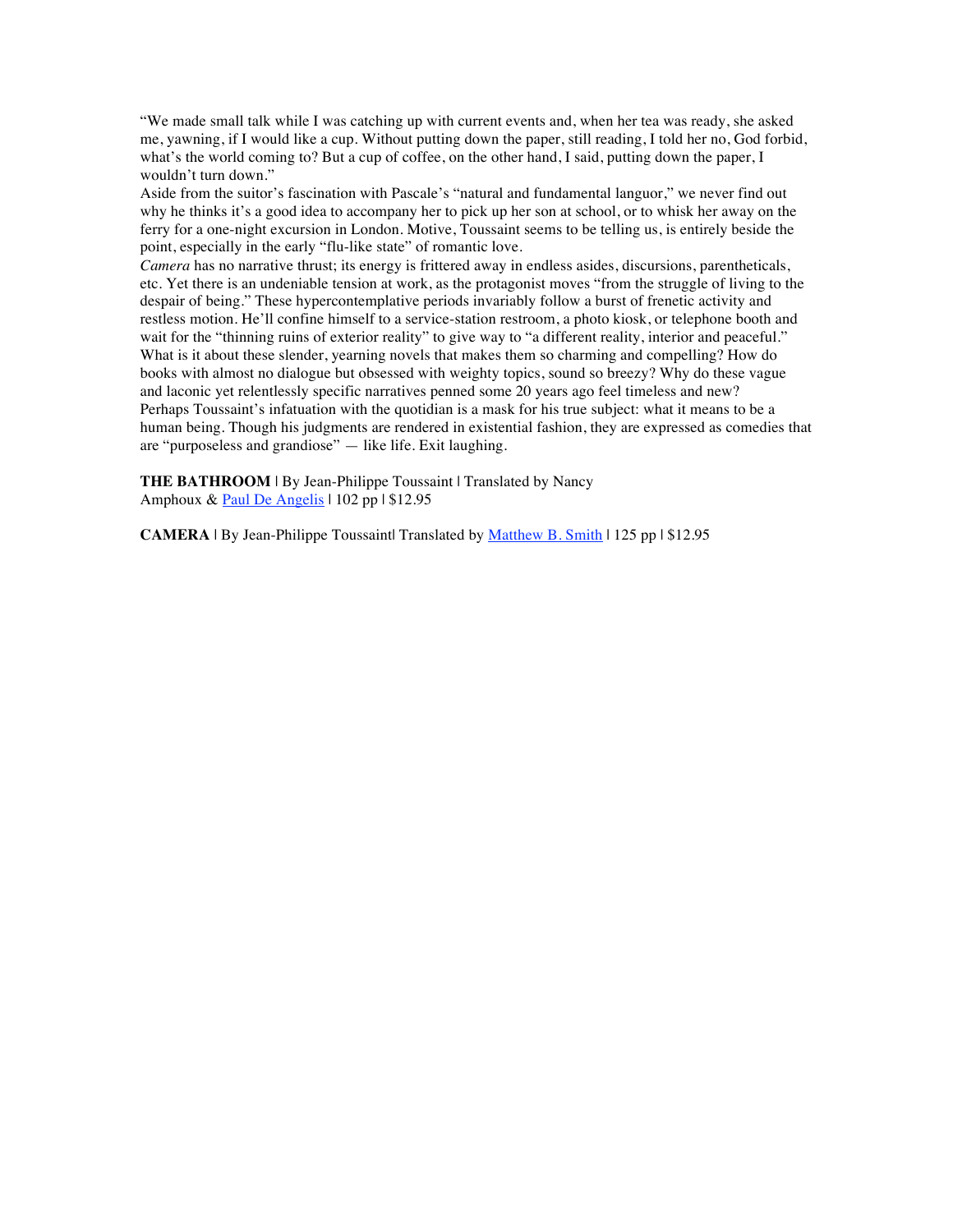"We made small talk while I was catching up with current events and, when her tea was ready, she asked me, yawning, if I would like a cup. Without putting down the paper, still reading, I told her no, God forbid, what's the world coming to? But a cup of coffee, on the other hand, I said, putting down the paper, I wouldn't turn down."

Aside from the suitor's fascination with Pascale's "natural and fundamental languor," we never find out why he thinks it's a good idea to accompany her to pick up her son at school, or to whisk her away on the ferry for a one-night excursion in London. Motive, Toussaint seems to be telling us, is entirely beside the point, especially in the early "flu-like state" of romantic love.

*Camera* has no narrative thrust; its energy is frittered away in endless asides, discursions, parentheticals, etc. Yet there is an undeniable tension at work, as the protagonist moves "from the struggle of living to the despair of being." These hypercontemplative periods invariably follow a burst of frenetic activity and restless motion. He'll confine himself to a service-station restroom, a photo kiosk, or telephone booth and wait for the "thinning ruins of exterior reality" to give way to "a different reality, interior and peaceful."

What is it about these slender, yearning novels that makes them so charming and compelling? How do books with almost no dialogue but obsessed with weighty topics, sound so breezy? Why do these vague and laconic yet relentlessly specific narratives penned some 20 years ago feel timeless and new?

Perhaps Toussaint's infatuation with the quotidian is a mask for his true subject: what it means to be a human being. Though his judgments are rendered in existential fashion, they are expressed as comedies that are "purposeless and grandiose" — like life. Exit laughing.

**THE BATHROOM** | By Jean-Philippe Toussaint | Translated by Nancy Amphoux & Paul De Angelis | 102 pp | $12.95

**CAMERA** | By Jean-Philippe Toussaint| Translated by Matthew B. Smith | 125 pp | $12.95